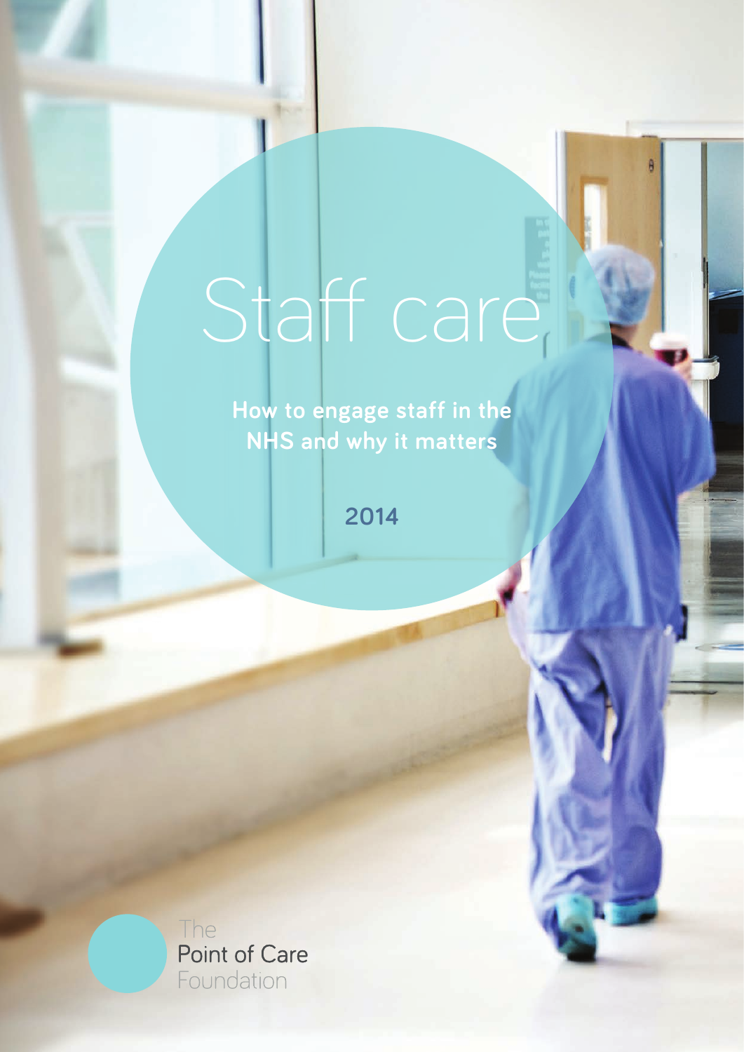# Staff care

**How to engage staff in the NHS and why it matters**

**2014**

The Point of Care Foundation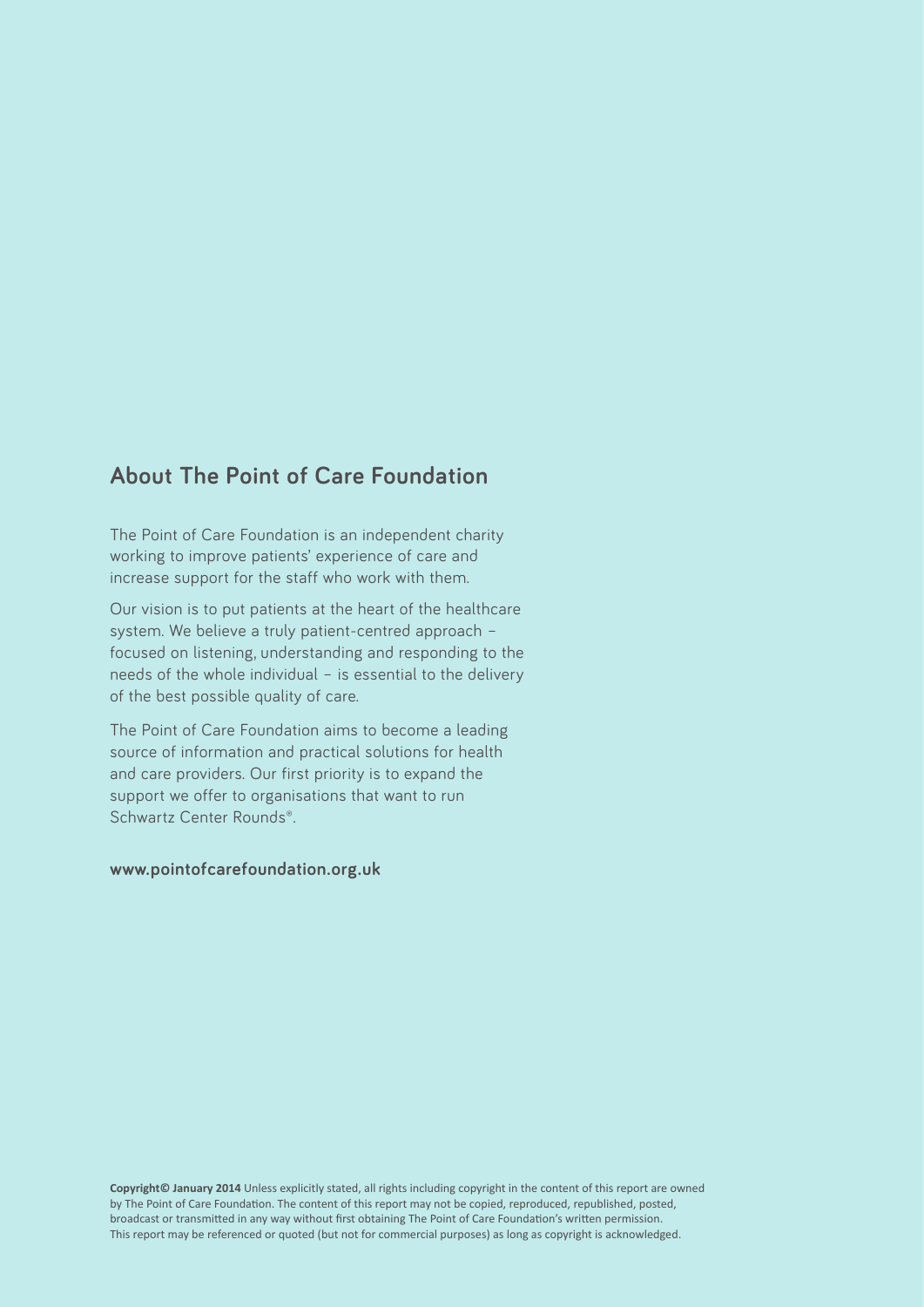## About The Point of Care Foundation

The Point of Care Foundation is an independent charity working to improve patients' experience of care and increase support for the staff who work with them.

Our vision is to put patients at the heart of the healthcare system. We believe a truly patient-centred approach – focused on listening, understanding and responding to the needs of the whole individual – is essential to the delivery of the best possible quality of care.

The Point of Care Foundation aims to become a leading source of information and practical solutions for health and care providers. Our first priority is to expand the support we offer to organisations that want to run Schwartz Center Rounds®.

**www.pointofcarefoundation.org.uk**

**Copyright© January 2014** Unless explicitly stated, all rights including copyright in the content of this report are owned by The Point of Care Foundation. The content of this report may not be copied, reproduced, republished, posted, broadcast or transmitted in any way without first obtaining The Point of Care Foundation's written permission. This report may be referenced or quoted (but not for commercial purposes) as long as copyright is acknowledged.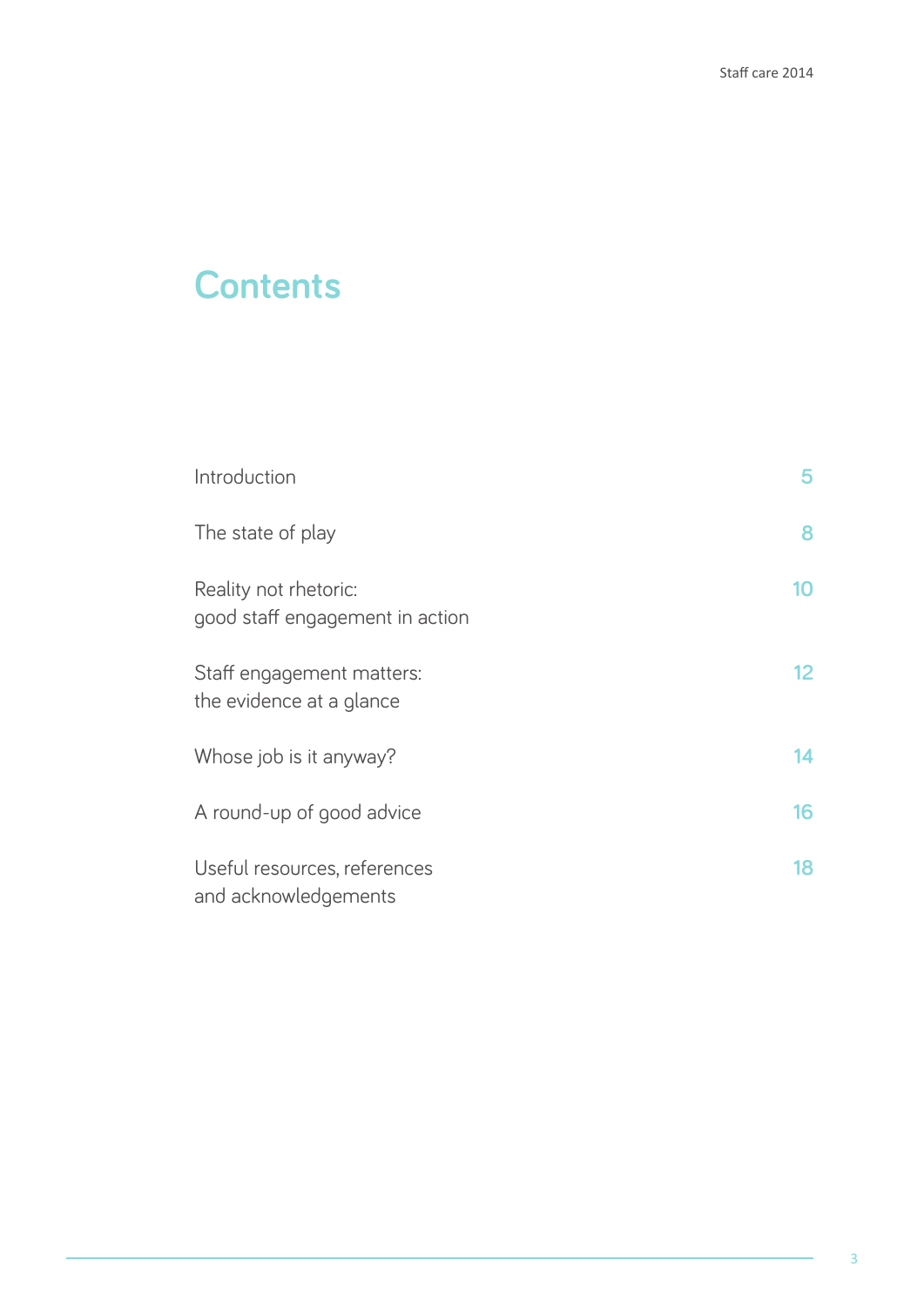# Contents

| | |
|---|---|
| Introduction | 5 |
| The state of play | 8 |
| Reality not rhetoric: good staff engagement in action | 10 |
| Staff engagement matters: the evidence at a glance | 12 |
| Whose job is it anyway? | 14 |
| A round-up of good advice | 16 |
| Useful resources, references and acknowledgements | 18 |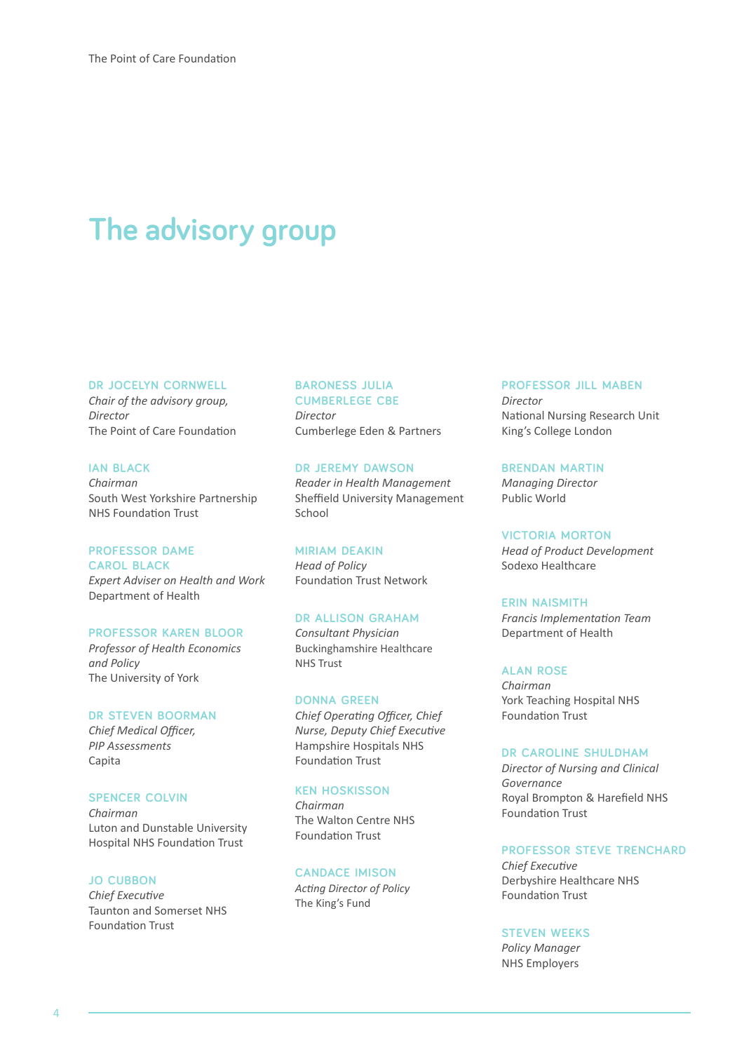# The advisory group

**DR JOCELYN CORNWELL**
*Chair of the advisory group, Director*
The Point of Care Foundation

**IAN BLACK**
*Chairman*
South West Yorkshire Partnership NHS Foundation Trust

**PROFESSOR DAME CAROL BLACK**
*Expert Adviser on Health and Work*
Department of Health

**PROFESSOR KAREN BLOOR**
*Professor of Health Economics and Policy*
The University of York

**DR STEVEN BOORMAN**
*Chief Medical Officer, PIP Assessments*
Capita

**SPENCER COLVIN**
*Chairman*
Luton and Dunstable University Hospital NHS Foundation Trust

**JO CUBBON**
*Chief Executive*
Taunton and Somerset NHS Foundation Trust

**BARONESS JULIA CUMBERLEGE CBE**
*Director*
Cumberlege Eden & Partners

**DR JEREMY DAWSON**
*Reader in Health Management*
Sheffield University Management School

**MIRIAM DEAKIN**
*Head of Policy*
Foundation Trust Network

**DR ALLISON GRAHAM**
*Consultant Physician*
Buckinghamshire Healthcare NHS Trust

**DONNA GREEN**
*Chief Operating Officer, Chief Nurse, Deputy Chief Executive*
Hampshire Hospitals NHS Foundation Trust

**KEN HOSKISSON**
*Chairman*
The Walton Centre NHS Foundation Trust

**CANDACE IMISON**
*Acting Director of Policy*
The King's Fund

**PROFESSOR JILL MABEN**
*Director*
National Nursing Research Unit
King's College London

**BRENDAN MARTIN**
*Managing Director*
Public World

**VICTORIA MORTON**
*Head of Product Development*
Sodexo Healthcare

**ERIN NAISMITH**
*Francis Implementation Team*
Department of Health

**ALAN ROSE**
*Chairman*
York Teaching Hospital NHS Foundation Trust

**DR CAROLINE SHULDHAM**
*Director of Nursing and Clinical Governance*
Royal Brompton & Harefield NHS Foundation Trust

**PROFESSOR STEVE TRENCHARD**
*Chief Executive*
Derbyshire Healthcare NHS Foundation Trust

**STEVEN WEEKS**
*Policy Manager*
NHS Employers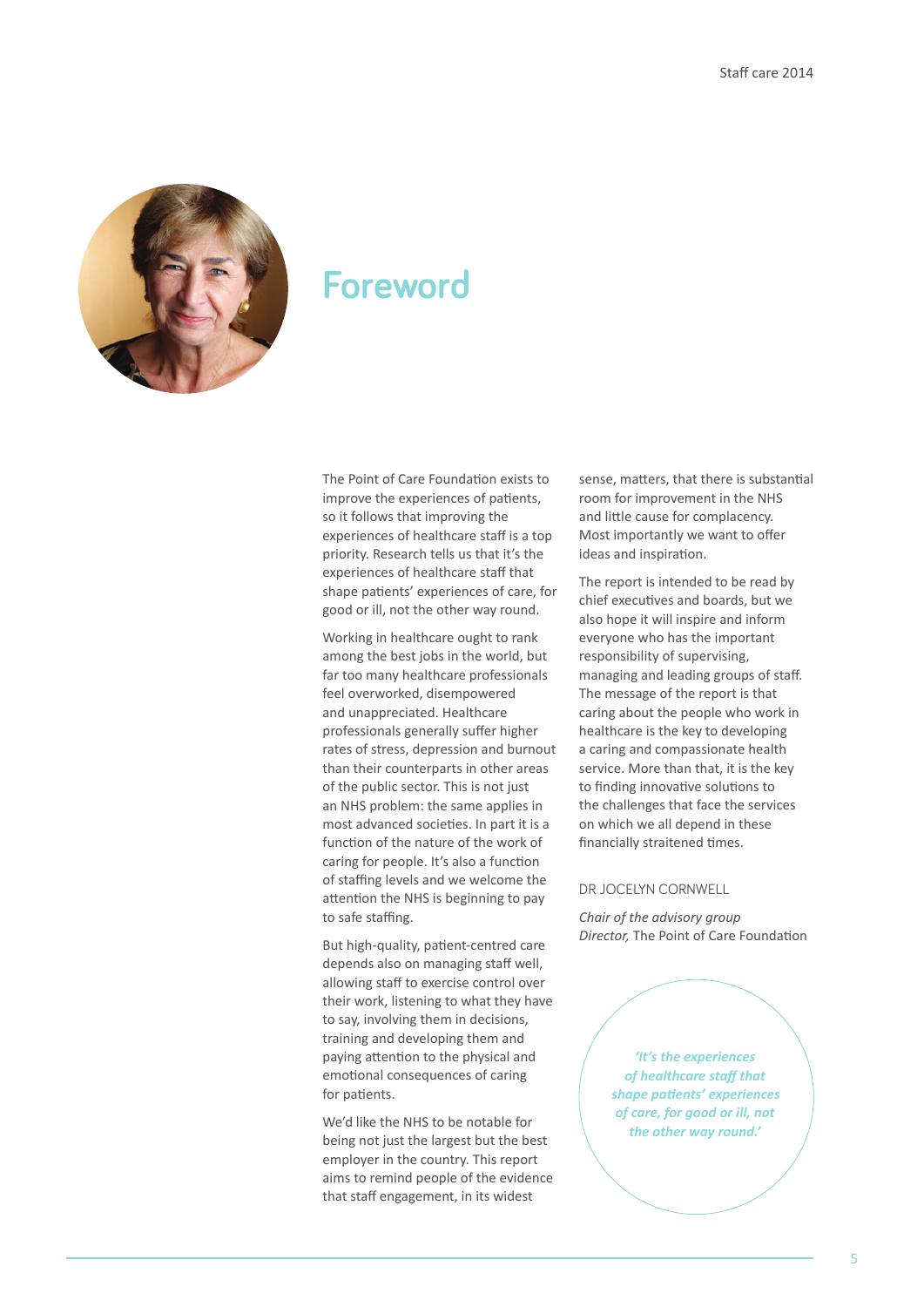# Foreword

The Point of Care Foundation exists to improve the experiences of patients, so it follows that improving the experiences of healthcare staff is a top priority. Research tells us that it's the experiences of healthcare staff that shape patients' experiences of care, for good or ill, not the other way round.

Working in healthcare ought to rank among the best jobs in the world, but far too many healthcare professionals feel overworked, disempowered and unappreciated. Healthcare professionals generally suffer higher rates of stress, depression and burnout than their counterparts in other areas of the public sector. This is not just an NHS problem: the same applies in most advanced societies. In part it is a function of the nature of the work of caring for people. It's also a function of staffing levels and we welcome the attention the NHS is beginning to pay to safe staffing.

But high-quality, patient-centred care depends also on managing staff well, allowing staff to exercise control over their work, listening to what they have to say, involving them in decisions, training and developing them and paying attention to the physical and emotional consequences of caring for patients.

We'd like the NHS to be notable for being not just the largest but the best employer in the country. This report aims to remind people of the evidence that staff engagement, in its widest sense, matters, that there is substantial room for improvement in the NHS and little cause for complacency. Most importantly we want to offer ideas and inspiration.

The report is intended to be read by chief executives and boards, but we also hope it will inspire and inform everyone who has the important responsibility of supervising, managing and leading groups of staff. The message of the report is that caring about the people who work in healthcare is the key to developing a caring and compassionate health service. More than that, it is the key to finding innovative solutions to the challenges that face the services on which we all depend in these financially straitened times.

DR JOCELYN CORNWELL

*Chair of the advisory group*
*Director,* The Point of Care Foundation

***'It's the experiences of healthcare staff that shape patients' experiences of care, for good or ill, not the other way round.'***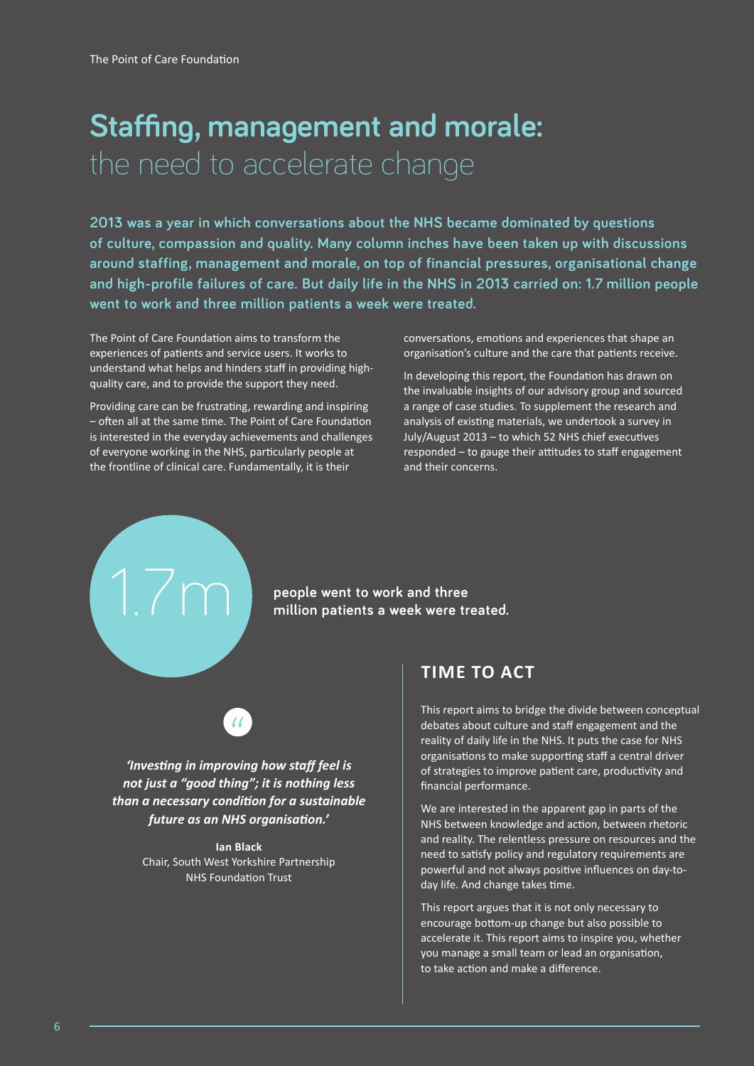# **Staffing, management and morale:** the need to accelerate change

**2013 was a year in which conversations about the NHS became dominated by questions of culture, compassion and quality. Many column inches have been taken up with discussions around staffing, management and morale, on top of financial pressures, organisational change and high-profile failures of care. But daily life in the NHS in 2013 carried on: 1.7 million people went to work and three million patients a week were treated.**

The Point of Care Foundation aims to transform the experiences of patients and service users. It works to understand what helps and hinders staff in providing high-quality care, and to provide the support they need.

Providing care can be frustrating, rewarding and inspiring – often all at the same time. The Point of Care Foundation is interested in the everyday achievements and challenges of everyone working in the NHS, particularly people at the frontline of clinical care. Fundamentally, it is their conversations, emotions and experiences that shape an organisation's culture and the care that patients receive.

In developing this report, the Foundation has drawn on the invaluable insights of our advisory group and sourced a range of case studies. To supplement the research and analysis of existing materials, we undertook a survey in July/August 2013 – to which 52 NHS chief executives responded – to gauge their attitudes to staff engagement and their concerns.

1.7m

**people went to work and three million patients a week were treated.**

***'Investing in improving how staff feel is not just a "good thing"; it is nothing less than a necessary condition for a sustainable future as an NHS organisation.'***

**Ian Black**
Chair, South West Yorkshire Partnership NHS Foundation Trust

## TIME TO ACT

This report aims to bridge the divide between conceptual debates about culture and staff engagement and the reality of daily life in the NHS. It puts the case for NHS organisations to make supporting staff a central driver of strategies to improve patient care, productivity and financial performance.

We are interested in the apparent gap in parts of the NHS between knowledge and action, between rhetoric and reality. The relentless pressure on resources and the need to satisfy policy and regulatory requirements are powerful and not always positive influences on day-to-day life. And change takes time.

This report argues that it is not only necessary to encourage bottom-up change but also possible to accelerate it. This report aims to inspire you, whether you manage a small team or lead an organisation, to take action and make a difference.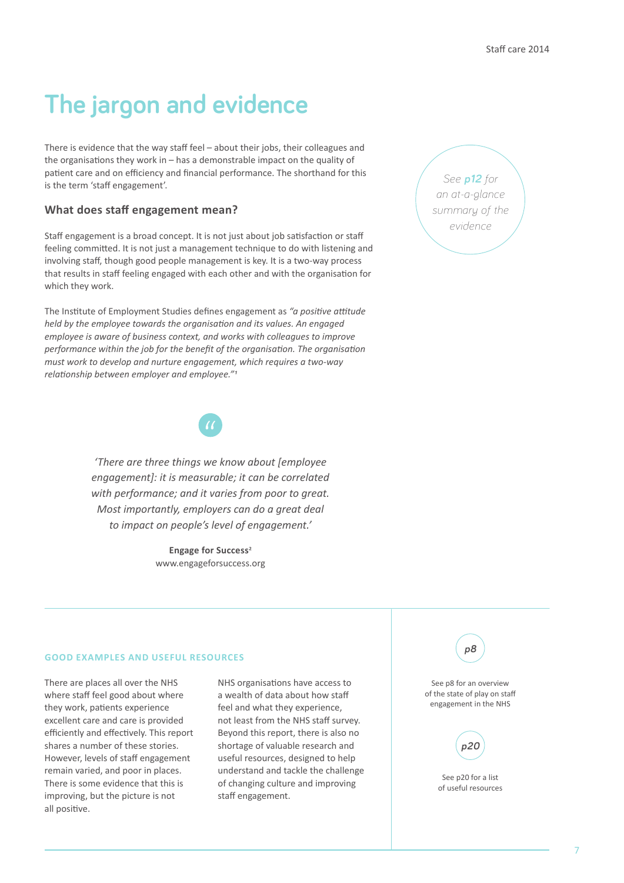# The jargon and evidence

There is evidence that the way staff feel – about their jobs, their colleagues and the organisations they work in – has a demonstrable impact on the quality of patient care and on efficiency and financial performance. The shorthand for this is the term 'staff engagement'.

*See **p12** for an at-a-glance summary of the evidence*

### What does staff engagement mean?

Staff engagement is a broad concept. It is not just about job satisfaction or staff feeling committed. It is not just a management technique to do with listening and involving staff, though good people management is key. It is a two-way process that results in staff feeling engaged with each other and with the organisation for which they work.

The Institute of Employment Studies defines engagement as *"a positive attitude held by the employee towards the organisation and its values. An engaged employee is aware of business context, and works with colleagues to improve performance within the job for the benefit of the organisation. The organisation must work to develop and nurture engagement, which requires a two-way relationship between employer and employee."*[1]

> *'There are three things we know about [employee engagement]: it is measurable; it can be correlated with performance; and it varies from poor to great. Most importantly, employers can do a great deal to impact on people's level of engagement.'*
>
> **Engage for Success**[2]
> www.engageforsuccess.org

#### GOOD EXAMPLES AND USEFUL RESOURCES

There are places all over the NHS where staff feel good about where they work, patients experience excellent care and care is provided efficiently and effectively. This report shares a number of these stories. However, levels of staff engagement remain varied, and poor in places. There is some evidence that this is improving, but the picture is not all positive.

NHS organisations have access to a wealth of data about how staff feel and what they experience, not least from the NHS staff survey. Beyond this report, there is also no shortage of valuable research and useful resources, designed to help understand and tackle the challenge of changing culture and improving staff engagement.

*p8* — See p8 for an overview of the state of play on staff engagement in the NHS

*p20* — See p20 for a list of useful resources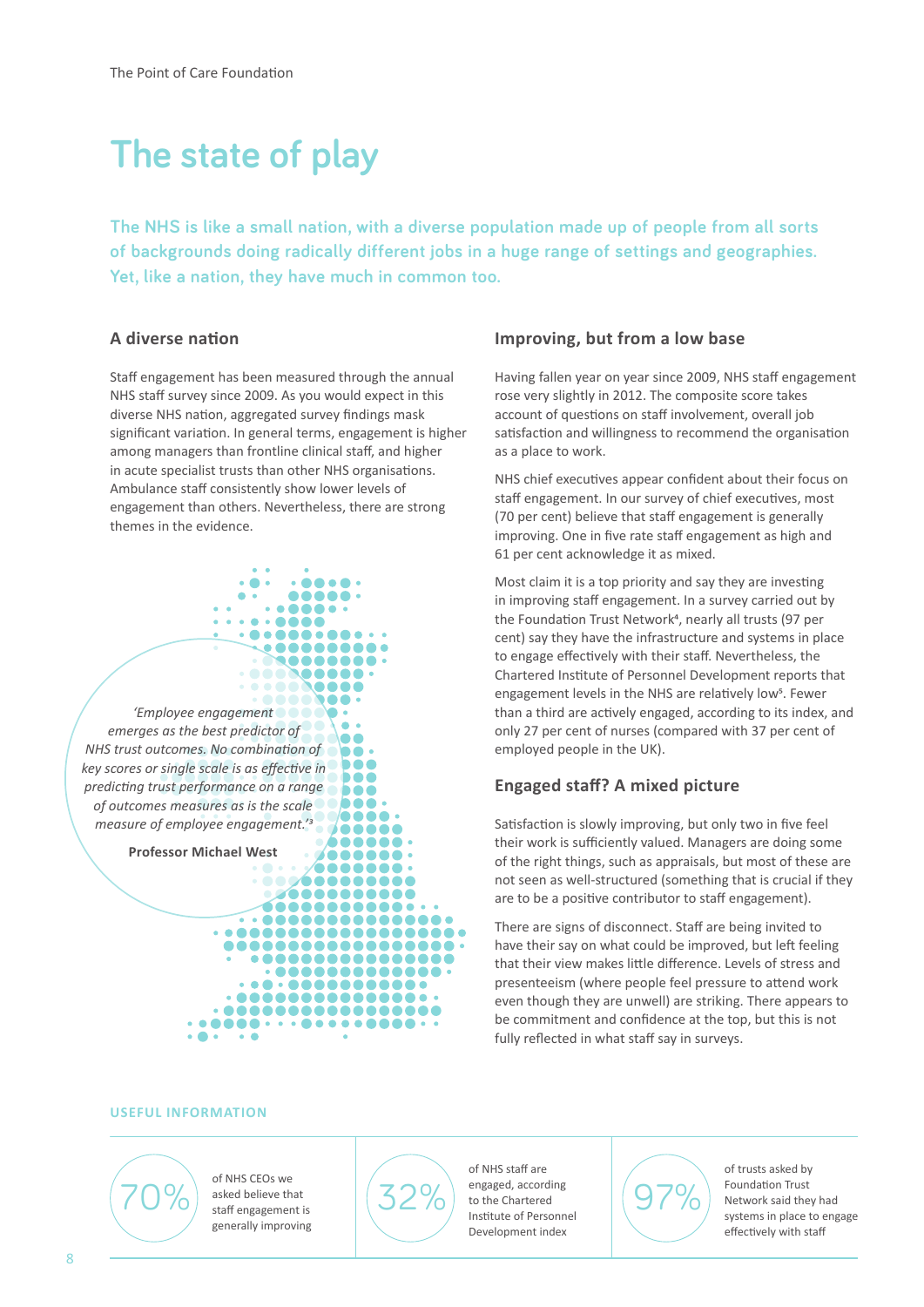# The state of play

**The NHS is like a small nation, with a diverse population made up of people from all sorts of backgrounds doing radically different jobs in a huge range of settings and geographies. Yet, like a nation, they have much in common too.**

## A diverse nation

Staff engagement has been measured through the annual NHS staff survey since 2009. As you would expect in this diverse NHS nation, aggregated survey findings mask significant variation. In general terms, engagement is higher among managers than frontline clinical staff, and higher in acute specialist trusts than other NHS organisations. Ambulance staff consistently show lower levels of engagement than others. Nevertheless, there are strong themes in the evidence.

> *'Employee engagement emerges as the best predictor of NHS trust outcomes. No combination of key scores or single scale is as effective in predicting trust performance on a range of outcomes measures as is the scale measure of employee engagement.'*[3]
>
> **Professor Michael West**

## Improving, but from a low base

Having fallen year on year since 2009, NHS staff engagement rose very slightly in 2012. The composite score takes account of questions on staff involvement, overall job satisfaction and willingness to recommend the organisation as a place to work.

NHS chief executives appear confident about their focus on staff engagement. In our survey of chief executives, most (70 per cent) believe that staff engagement is generally improving. One in five rate staff engagement as high and 61 per cent acknowledge it as mixed.

Most claim it is a top priority and say they are investing in improving staff engagement. In a survey carried out by the Foundation Trust Network[4], nearly all trusts (97 per cent) say they have the infrastructure and systems in place to engage effectively with their staff. Nevertheless, the Chartered Institute of Personnel Development reports that engagement levels in the NHS are relatively low[5]. Fewer than a third are actively engaged, according to its index, and only 27 per cent of nurses (compared with 37 per cent of employed people in the UK).

## Engaged staff? A mixed picture

Satisfaction is slowly improving, but only two in five feel their work is sufficiently valued. Managers are doing some of the right things, such as appraisals, but most of these are not seen as well-structured (something that is crucial if they are to be a positive contributor to staff engagement).

There are signs of disconnect. Staff are being invited to have their say on what could be improved, but left feeling that their view makes little difference. Levels of stress and presenteeism (where people feel pressure to attend work even though they are unwell) are striking. There appears to be commitment and confidence at the top, but this is not fully reflected in what staff say in surveys.

### USEFUL INFORMATION

**70%** of NHS CEOs we asked believe that staff engagement is generally improving

**32%** of NHS staff are engaged, according to the Chartered Institute of Personnel Development index

**97%** of trusts asked by Foundation Trust Network said they had systems in place to engage effectively with staff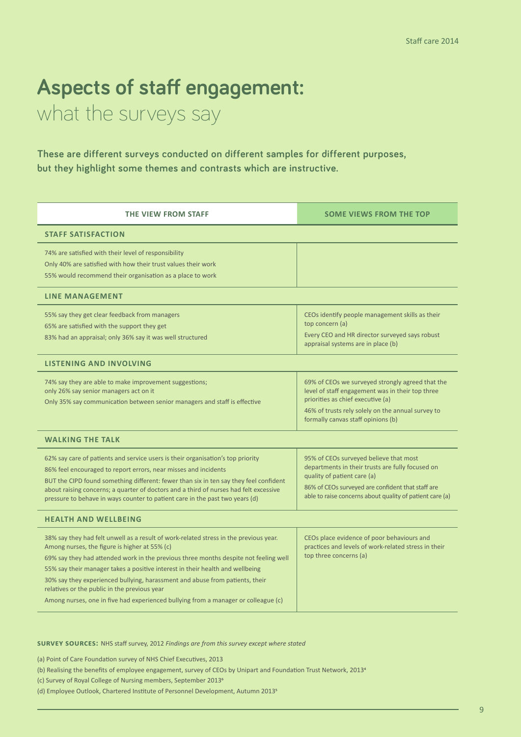# Aspects of staff engagement:
## what the surveys say

**These are different surveys conducted on different samples for different purposes, but they highlight some themes and contrasts which are instructive.**

| THE VIEW FROM STAFF | SOME VIEWS FROM THE TOP |
|---|---|
| **STAFF SATISFACTION** | |
| 74% are satisfied with their level of responsibility<br>Only 40% are satisfied with how their trust values their work<br>55% would recommend their organisation as a place to work | |
| **LINE MANAGEMENT** | |
| 55% say they get clear feedback from managers<br>65% are satisfied with the support they get<br>83% had an appraisal; only 36% say it was well structured | CEOs identify people management skills as their top concern (a)<br>Every CEO and HR director surveyed says robust appraisal systems are in place (b) |
| **LISTENING AND INVOLVING** | |
| 74% say they are able to make improvement suggestions; only 26% say senior managers act on it<br>Only 35% say communication between senior managers and staff is effective | 69% of CEOs we surveyed strongly agreed that the level of staff engagement was in their top three priorities as chief executive (a)<br>46% of trusts rely solely on the annual survey to formally canvas staff opinions (b) |
| **WALKING THE TALK** | |
| 62% say care of patients and service users is their organisation's top priority<br>86% feel encouraged to report errors, near misses and incidents<br>BUT the CIPD found something different: fewer than six in ten say they feel confident about raising concerns; a quarter of doctors and a third of nurses had felt excessive pressure to behave in ways counter to patient care in the past two years (d) | 95% of CEOs surveyed believe that most departments in their trusts are fully focused on quality of patient care (a)<br>86% of CEOs surveyed are confident that staff are able to raise concerns about quality of patient care (a) |
| **HEALTH AND WELLBEING** | |
| 38% say they had felt unwell as a result of work-related stress in the previous year. Among nurses, the figure is higher at 55% (c)<br>69% say they had attended work in the previous three months despite not feeling well<br>55% say their manager takes a positive interest in their health and wellbeing<br>30% say they experienced bullying, harassment and abuse from patients, their relatives or the public in the previous year<br>Among nurses, one in five had experienced bullying from a manager or colleague (c) | CEOs place evidence of poor behaviours and practices and levels of work-related stress in their top three concerns (a) |

**SURVEY SOURCES:** NHS staff survey, 2012 *Findings are from this survey except where stated*

(a) Point of Care Foundation survey of NHS Chief Executives, 2013

(b) Realising the benefits of employee engagement, survey of CEOs by Unipart and Foundation Trust Network, 2013[4]

(c) Survey of Royal College of Nursing members, September 2013[6]

(d) Employee Outlook, Chartered Institute of Personnel Development, Autumn 2013[5]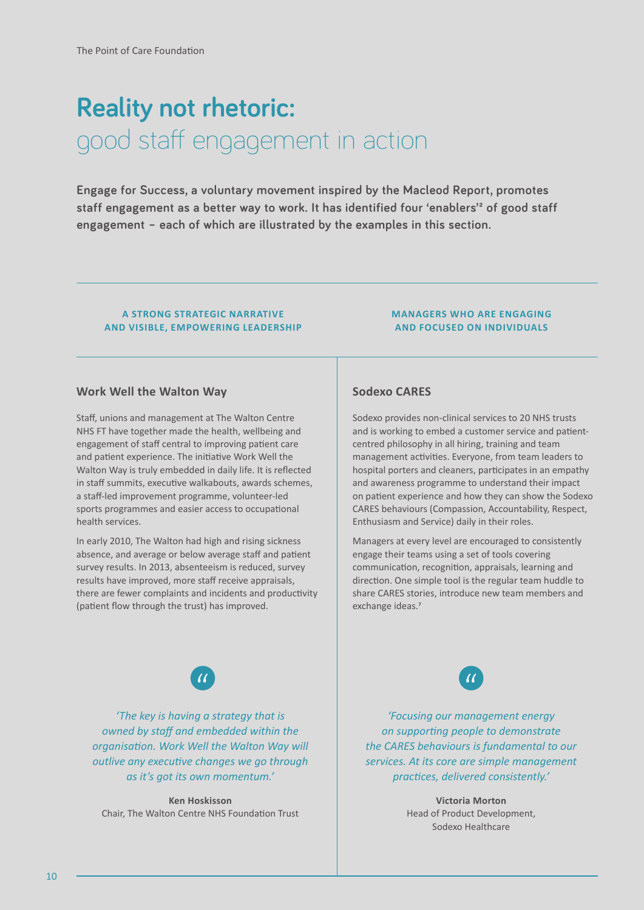# Reality not rhetoric: good staff engagement in action

**Engage for Success, a voluntary movement inspired by the Macleod Report, promotes staff engagement as a better way to work. It has identified four 'enablers'[2] of good staff engagement – each of which are illustrated by the examples in this section.**

**A STRONG STRATEGIC NARRATIVE AND VISIBLE, EMPOWERING LEADERSHIP**

## Work Well the Walton Way

Staff, unions and management at The Walton Centre NHS FT have together made the health, wellbeing and engagement of staff central to improving patient care and patient experience. The initiative Work Well the Walton Way is truly embedded in daily life. It is reflected in staff summits, executive walkabouts, awards schemes, a staff-led improvement programme, volunteer-led sports programmes and easier access to occupational health services.

In early 2010, The Walton had high and rising sickness absence, and average or below average staff and patient survey results. In 2013, absenteeism is reduced, survey results have improved, more staff receive appraisals, there are fewer complaints and incidents and productivity (patient flow through the trust) has improved.

> *'The key is having a strategy that is owned by staff and embedded within the organisation. Work Well the Walton Way will outlive any executive changes we go through as it's got its own momentum.'*
>
> **Ken Hoskisson**
> Chair, The Walton Centre NHS Foundation Trust

**MANAGERS WHO ARE ENGAGING AND FOCUSED ON INDIVIDUALS**

## Sodexo CARES

Sodexo provides non-clinical services to 20 NHS trusts and is working to embed a customer service and patient-centred philosophy in all hiring, training and team management activities. Everyone, from team leaders to hospital porters and cleaners, participates in an empathy and awareness programme to understand their impact on patient experience and how they can show the Sodexo CARES behaviours (Compassion, Accountability, Respect, Enthusiasm and Service) daily in their roles.

Managers at every level are encouraged to consistently engage their teams using a set of tools covering communication, recognition, appraisals, learning and direction. One simple tool is the regular team huddle to share CARES stories, introduce new team members and exchange ideas.[7]

> *'Focusing our management energy on supporting people to demonstrate the CARES behaviours is fundamental to our services. At its core are simple management practices, delivered consistently.'*
>
> **Victoria Morton**
> Head of Product Development, Sodexo Healthcare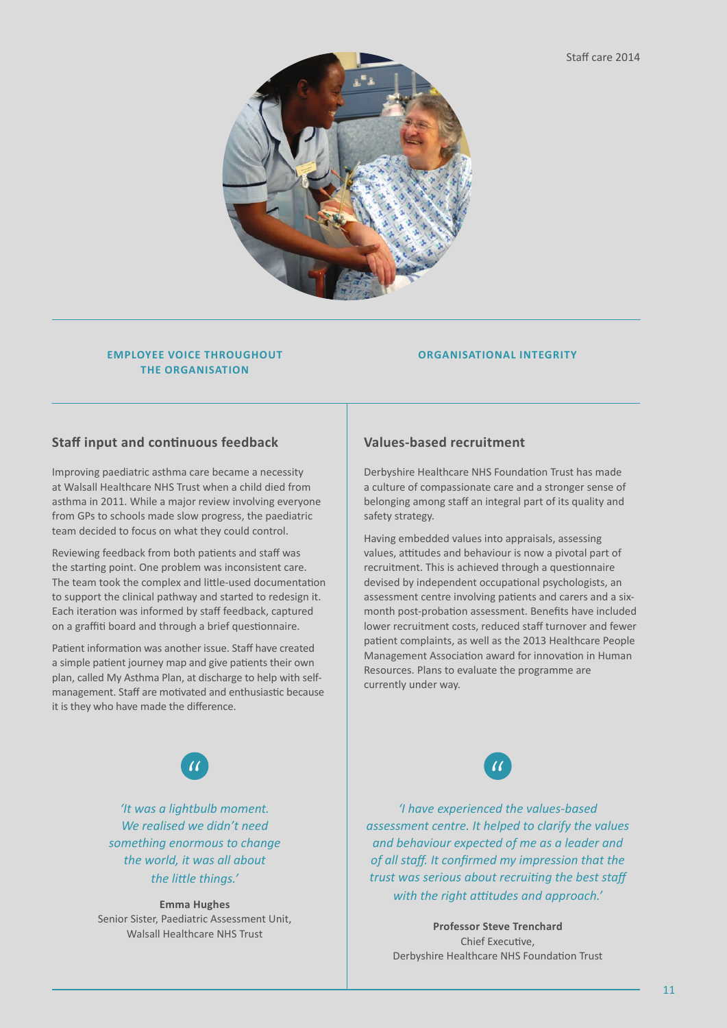**EMPLOYEE VOICE THROUGHOUT THE ORGANISATION**

## Staff input and continuous feedback

Improving paediatric asthma care became a necessity at Walsall Healthcare NHS Trust when a child died from asthma in 2011. While a major review involving everyone from GPs to schools made slow progress, the paediatric team decided to focus on what they could control.

Reviewing feedback from both patients and staff was the starting point. One problem was inconsistent care. The team took the complex and little-used documentation to support the clinical pathway and started to redesign it. Each iteration was informed by staff feedback, captured on a graffiti board and through a brief questionnaire.

Patient information was another issue. Staff have created a simple patient journey map and give patients their own plan, called My Asthma Plan, at discharge to help with self-management. Staff are motivated and enthusiastic because it is they who have made the difference.

> *'It was a lightbulb moment. We realised we didn't need something enormous to change the world, it was all about the little things.'*
>
> **Emma Hughes**
> Senior Sister, Paediatric Assessment Unit, Walsall Healthcare NHS Trust

**ORGANISATIONAL INTEGRITY**

## Values-based recruitment

Derbyshire Healthcare NHS Foundation Trust has made a culture of compassionate care and a stronger sense of belonging among staff an integral part of its quality and safety strategy.

Having embedded values into appraisals, assessing values, attitudes and behaviour is now a pivotal part of recruitment. This is achieved through a questionnaire devised by independent occupational psychologists, an assessment centre involving patients and carers and a six-month post-probation assessment. Benefits have included lower recruitment costs, reduced staff turnover and fewer patient complaints, as well as the 2013 Healthcare People Management Association award for innovation in Human Resources. Plans to evaluate the programme are currently under way.

> *'I have experienced the values-based assessment centre. It helped to clarify the values and behaviour expected of me as a leader and of all staff. It confirmed my impression that the trust was serious about recruiting the best staff with the right attitudes and approach.'*
>
> **Professor Steve Trenchard**
> Chief Executive, Derbyshire Healthcare NHS Foundation Trust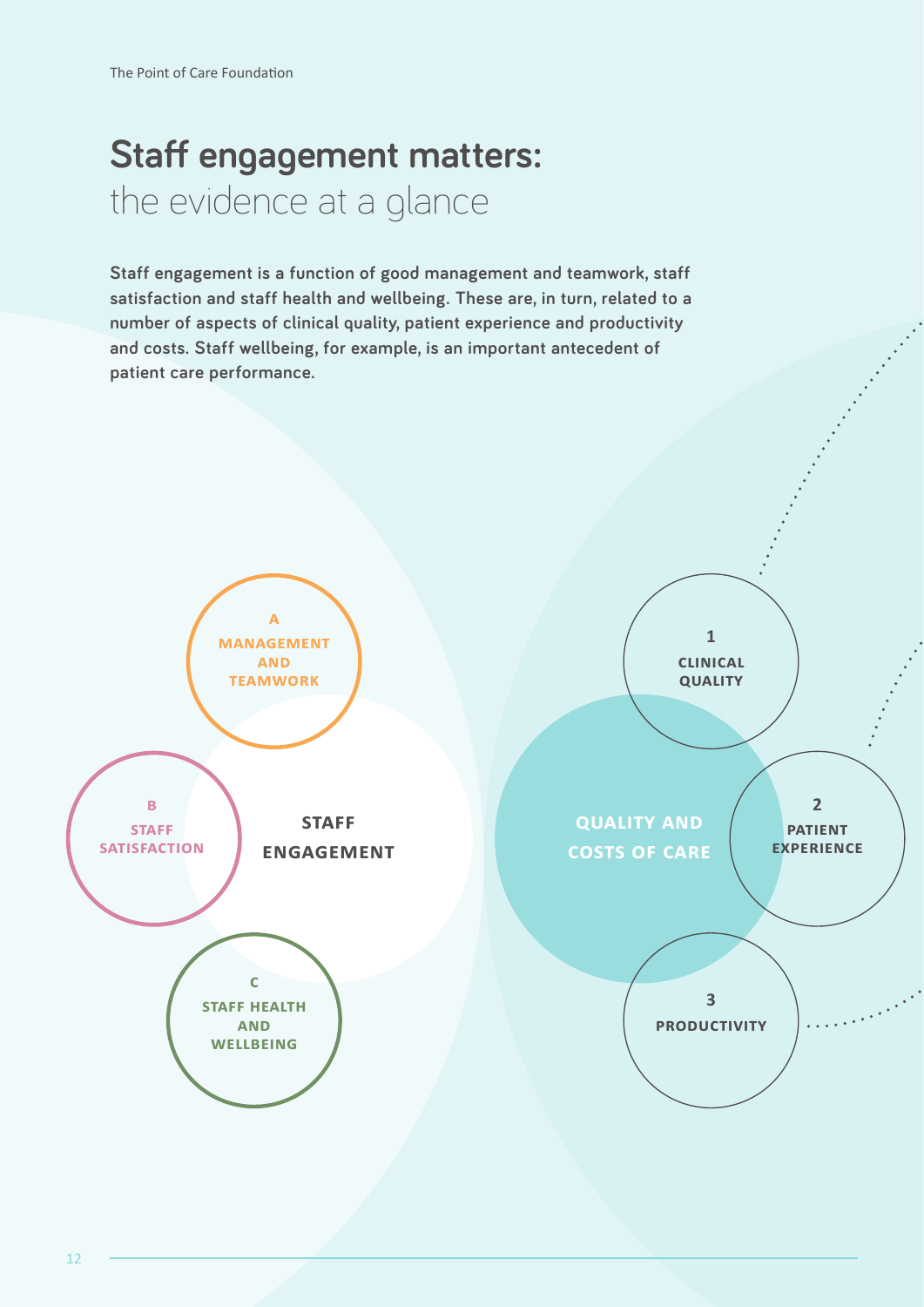# Staff engagement matters: the evidence at a glance

**Staff engagement is a function of good management and teamwork, staff satisfaction and staff health and wellbeing. These are, in turn, related to a number of aspects of clinical quality, patient experience and productivity and costs. Staff wellbeing, for example, is an important antecedent of patient care performance.**

**STAFF ENGAGEMENT**

- A — MANAGEMENT AND TEAMWORK
- B — STAFF SATISFACTION
- C — STAFF HEALTH AND WELLBEING

**QUALITY AND COSTS OF CARE**

1. CLINICAL QUALITY
2. PATIENT EXPERIENCE
3. PRODUCTIVITY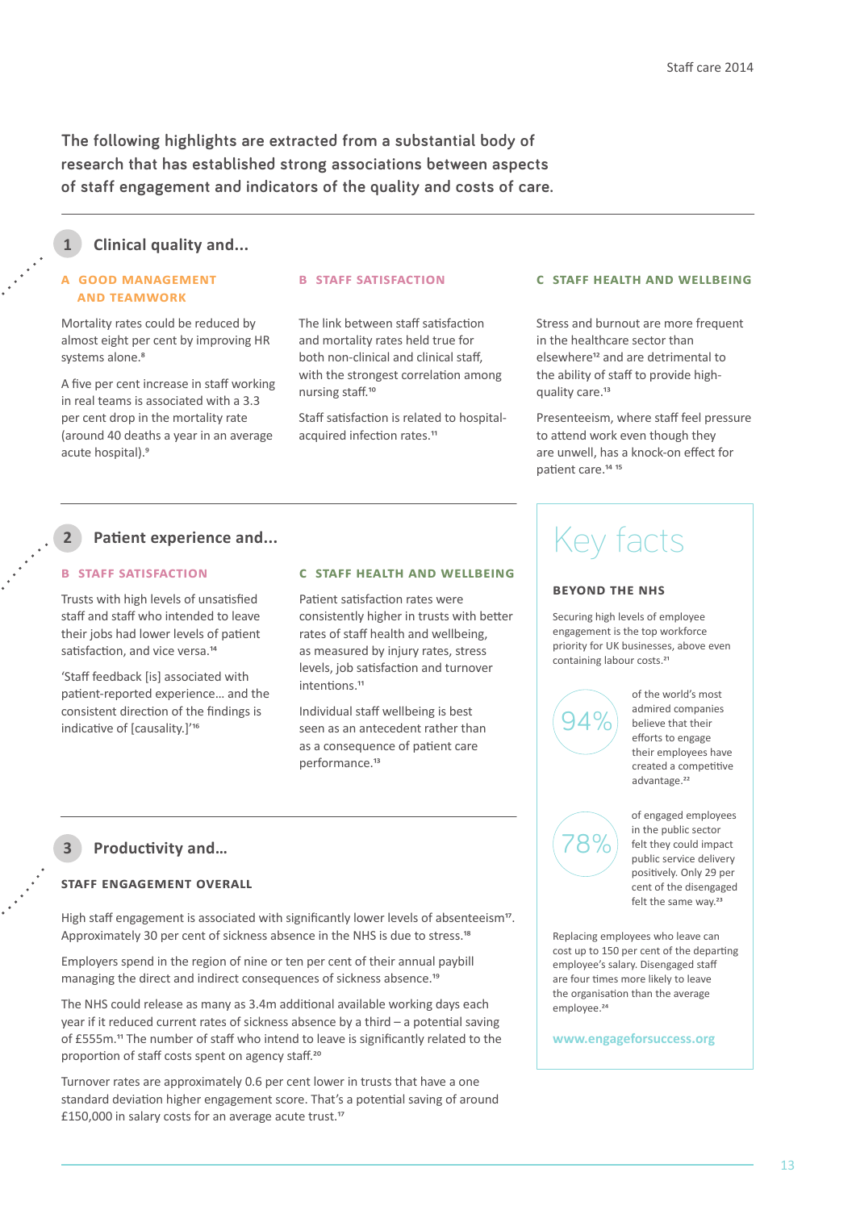The following highlights are extracted from a substantial body of research that has established strong associations between aspects of staff engagement and indicators of the quality and costs of care.

## 1 Clinical quality and...

### A GOOD MANAGEMENT AND TEAMWORK

Mortality rates could be reduced by almost eight per cent by improving HR systems alone.[8]

A five per cent increase in staff working in real teams is associated with a 3.3 per cent drop in the mortality rate (around 40 deaths a year in an average acute hospital).[9]

### B STAFF SATISFACTION

The link between staff satisfaction and mortality rates held true for both non-clinical and clinical staff, with the strongest correlation among nursing staff.[10]

Staff satisfaction is related to hospital-acquired infection rates.[11]

### C STAFF HEALTH AND WELLBEING

Stress and burnout are more frequent in the healthcare sector than elsewhere[12] and are detrimental to the ability of staff to provide high-quality care.[13]

Presenteeism, where staff feel pressure to attend work even though they are unwell, has a knock-on effect for patient care.[14,15]

## 2 Patient experience and...

### B STAFF SATISFACTION

Trusts with high levels of unsatisfied staff and staff who intended to leave their jobs had lower levels of patient satisfaction, and vice versa.[14]

'Staff feedback [is] associated with patient-reported experience… and the consistent direction of the findings is indicative of [causality.]'[16]

### C STAFF HEALTH AND WELLBEING

Patient satisfaction rates were consistently higher in trusts with better rates of staff health and wellbeing, as measured by injury rates, stress levels, job satisfaction and turnover intentions.[11]

Individual staff wellbeing is best seen as an antecedent rather than as a consequence of patient care performance.[13]

## 3 Productivity and...

### STAFF ENGAGEMENT OVERALL

High staff engagement is associated with significantly lower levels of absenteeism[17]. Approximately 30 per cent of sickness absence in the NHS is due to stress.[18]

Employers spend in the region of nine or ten per cent of their annual paybill managing the direct and indirect consequences of sickness absence.[19]

The NHS could release as many as 3.4m additional available working days each year if it reduced current rates of sickness absence by a third – a potential saving of £555m.[11] The number of staff who intend to leave is significantly related to the proportion of staff costs spent on agency staff.[20]

Turnover rates are approximately 0.6 per cent lower in trusts that have a one standard deviation higher engagement score. That's a potential saving of around £150,000 in salary costs for an average acute trust.[17]

## Key facts

### BEYOND THE NHS

Securing high levels of employee engagement is the top workforce priority for UK businesses, above even containing labour costs.[21]

**94%** of the world's most admired companies believe that their efforts to engage their employees have created a competitive advantage.[22]

**78%** of engaged employees in the public sector felt they could impact public service delivery positively. Only 29 per cent of the disengaged felt the same way.[23]

Replacing employees who leave can cost up to 150 per cent of the departing employee's salary. Disengaged staff are four times more likely to leave the organisation than the average employee.[24]

www.engageforsuccess.org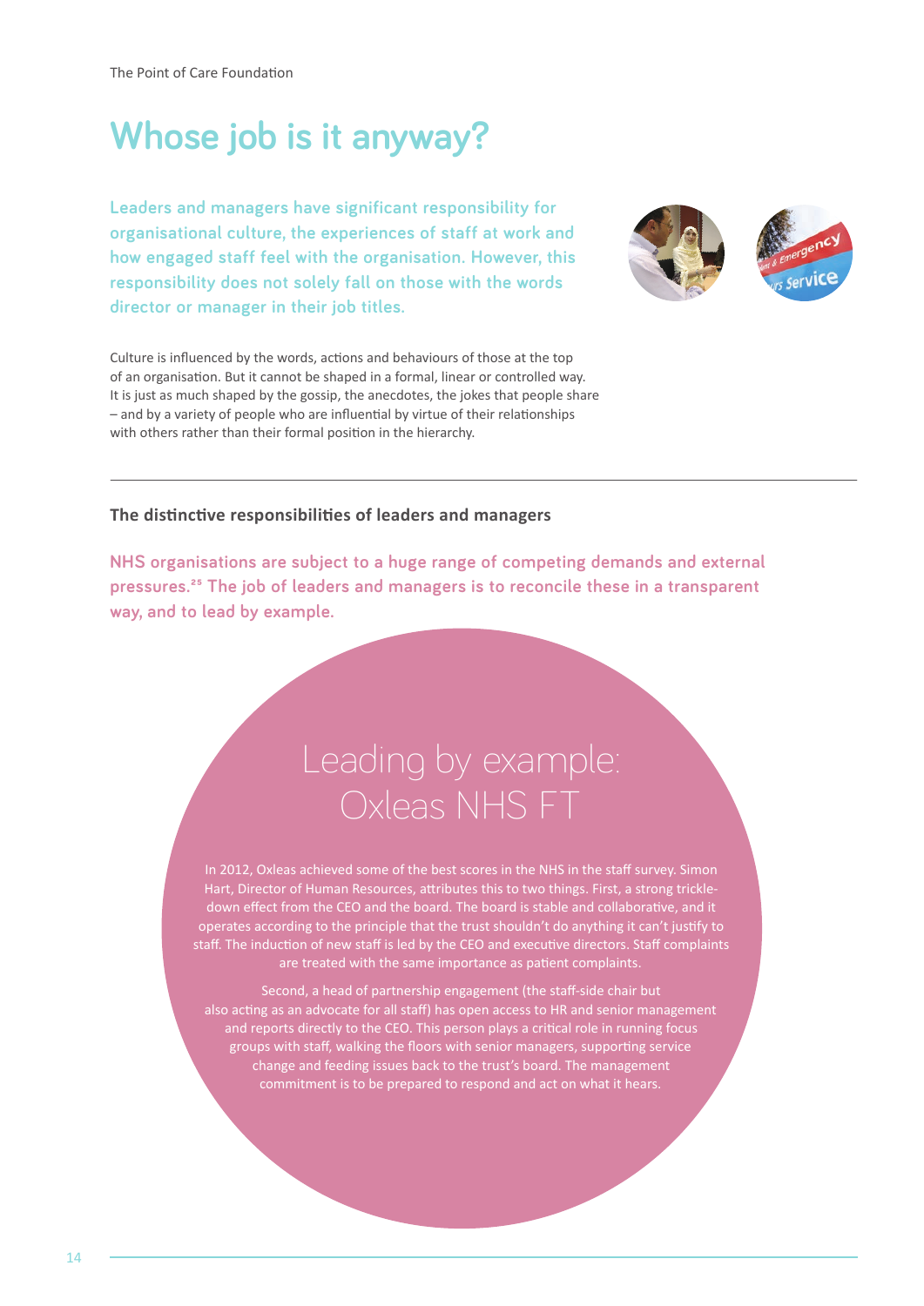# Whose job is it anyway?

**Leaders and managers have significant responsibility for organisational culture, the experiences of staff at work and how engaged staff feel with the organisation. However, this responsibility does not solely fall on those with the words director or manager in their job titles.**

Culture is influenced by the words, actions and behaviours of those at the top of an organisation. But it cannot be shaped in a formal, linear or controlled way. It is just as much shaped by the gossip, the anecdotes, the jokes that people share – and by a variety of people who are influential by virtue of their relationships with others rather than their formal position in the hierarchy.

---

### The distinctive responsibilities of leaders and managers

**NHS organisations are subject to a huge range of competing demands and external pressures.[25] The job of leaders and managers is to reconcile these in a transparent way, and to lead by example.**

## Leading by example: Oxleas NHS FT

In 2012, Oxleas achieved some of the best scores in the NHS in the staff survey. Simon Hart, Director of Human Resources, attributes this to two things. First, a strong trickle-down effect from the CEO and the board. The board is stable and collaborative, and it operates according to the principle that the trust shouldn't do anything it can't justify to staff. The induction of new staff is led by the CEO and executive directors. Staff complaints are treated with the same importance as patient complaints.

Second, a head of partnership engagement (the staff-side chair but also acting as an advocate for all staff) has open access to HR and senior management and reports directly to the CEO. This person plays a critical role in running focus groups with staff, walking the floors with senior managers, supporting service change and feeding issues back to the trust's board. The management commitment is to be prepared to respond and act on what it hears.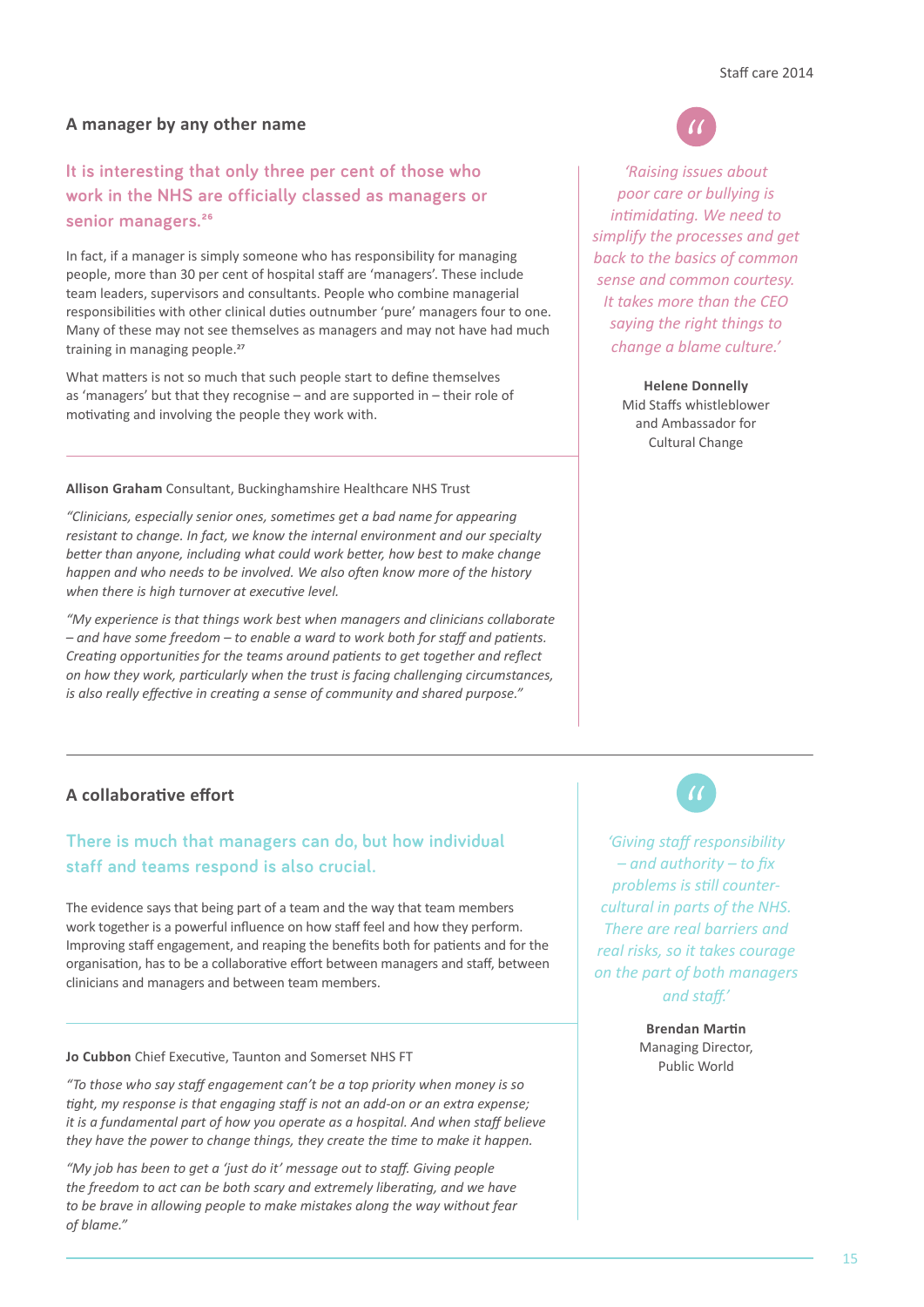## A manager by any other name

**It is interesting that only three per cent of those who work in the NHS are officially classed as managers or senior managers.[26]**

In fact, if a manager is simply someone who has responsibility for managing people, more than 30 per cent of hospital staff are 'managers'. These include team leaders, supervisors and consultants. People who combine managerial responsibilities with other clinical duties outnumber 'pure' managers four to one. Many of these may not see themselves as managers and may not have had much training in managing people.[27]

What matters is not so much that such people start to define themselves as 'managers' but that they recognise – and are supported in – their role of motivating and involving the people they work with.

**Allison Graham** Consultant, Buckinghamshire Healthcare NHS Trust

*"Clinicians, especially senior ones, sometimes get a bad name for appearing resistant to change. In fact, we know the internal environment and our specialty better than anyone, including what could work better, how best to make change happen and who needs to be involved. We also often know more of the history when there is high turnover at executive level.*

*"My experience is that things work best when managers and clinicians collaborate – and have some freedom – to enable a ward to work both for staff and patients. Creating opportunities for the teams around patients to get together and reflect on how they work, particularly when the trust is facing challenging circumstances, is also really effective in creating a sense of community and shared purpose."*

> *'Raising issues about poor care or bullying is intimidating. We need to simplify the processes and get back to the basics of common sense and common courtesy. It takes more than the CEO saying the right things to change a blame culture.'*
>
> **Helene Donnelly**
> Mid Staffs whistleblower and Ambassador for Cultural Change

## A collaborative effort

**There is much that managers can do, but how individual staff and teams respond is also crucial.**

The evidence says that being part of a team and the way that team members work together is a powerful influence on how staff feel and how they perform. Improving staff engagement, and reaping the benefits both for patients and for the organisation, has to be a collaborative effort between managers and staff, between clinicians and managers and between team members.

**Jo Cubbon** Chief Executive, Taunton and Somerset NHS FT

*"To those who say staff engagement can't be a top priority when money is so tight, my response is that engaging staff is not an add-on or an extra expense; it is a fundamental part of how you operate as a hospital. And when staff believe they have the power to change things, they create the time to make it happen.*

*"My job has been to get a 'just do it' message out to staff. Giving people the freedom to act can be both scary and extremely liberating, and we have to be brave in allowing people to make mistakes along the way without fear of blame."*

> *'Giving staff responsibility – and authority – to fix problems is still counter-cultural in parts of the NHS. There are real barriers and real risks, so it takes courage on the part of both managers and staff.'*
>
> **Brendan Martin**
> Managing Director, Public World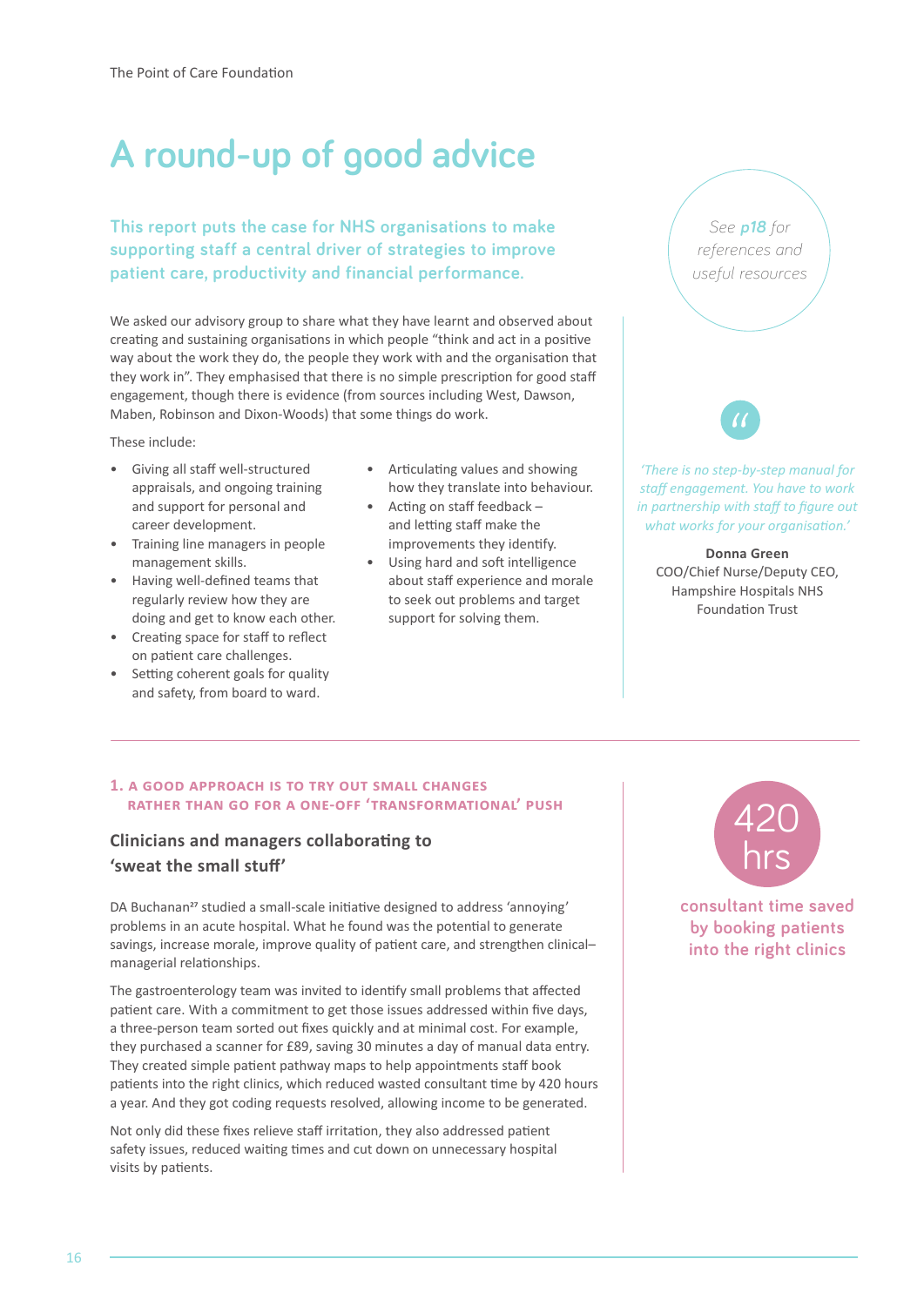# A round-up of good advice

**This report puts the case for NHS organisations to make supporting staff a central driver of strategies to improve patient care, productivity and financial performance.**

We asked our advisory group to share what they have learnt and observed about creating and sustaining organisations in which people "think and act in a positive way about the work they do, the people they work with and the organisation that they work in". They emphasised that there is no simple prescription for good staff engagement, though there is evidence (from sources including West, Dawson, Maben, Robinson and Dixon-Woods) that some things do work.

These include:

- Giving all staff well-structured appraisals, and ongoing training and support for personal and career development.
- Training line managers in people management skills.
- Having well-defined teams that regularly review how they are doing and get to know each other.
- Creating space for staff to reflect on patient care challenges.
- Setting coherent goals for quality and safety, from board to ward.
- Articulating values and showing how they translate into behaviour.
- Acting on staff feedback – and letting staff make the improvements they identify.
- Using hard and soft intelligence about staff experience and morale to seek out problems and target support for solving them.

*See* ***p18*** *for references and useful resources*

*'There is no step-by-step manual for staff engagement. You have to work in partnership with staff to figure out what works for your organisation.'*

**Donna Green**
COO/Chief Nurse/Deputy CEO, Hampshire Hospitals NHS Foundation Trust

---

**1. A GOOD APPROACH IS TO TRY OUT SMALL CHANGES RATHER THAN GO FOR A ONE-OFF 'TRANSFORMATIONAL' PUSH**

### Clinicians and managers collaborating to 'sweat the small stuff'

DA Buchanan[27] studied a small-scale initiative designed to address 'annoying' problems in an acute hospital. What he found was the potential to generate savings, increase morale, improve quality of patient care, and strengthen clinical–managerial relationships.

The gastroenterology team was invited to identify small problems that affected patient care. With a commitment to get those issues addressed within five days, a three-person team sorted out fixes quickly and at minimal cost. For example, they purchased a scanner for £89, saving 30 minutes a day of manual data entry. They created simple patient pathway maps to help appointments staff book patients into the right clinics, which reduced wasted consultant time by 420 hours a year. And they got coding requests resolved, allowing income to be generated.

Not only did these fixes relieve staff irritation, they also addressed patient safety issues, reduced waiting times and cut down on unnecessary hospital visits by patients.

**420 hrs**

**consultant time saved by booking patients into the right clinics**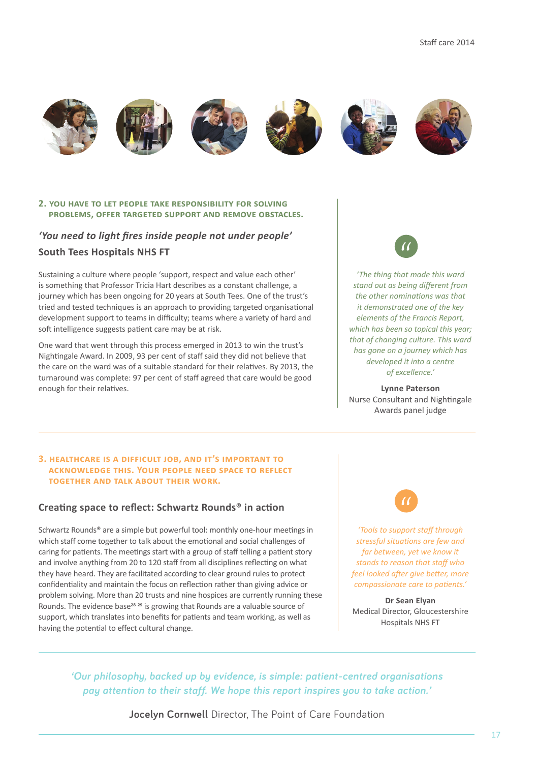## 2. You have to let people take responsibility for solving problems, offer targeted support and remove obstacles.

### *'You need to light fires inside people not under people'*

### South Tees Hospitals NHS FT

Sustaining a culture where people 'support, respect and value each other' is something that Professor Tricia Hart describes as a constant challenge, a journey which has been ongoing for 20 years at South Tees. One of the trust's tried and tested techniques is an approach to providing targeted organisational development support to teams in difficulty; teams where a variety of hard and soft intelligence suggests patient care may be at risk.

One ward that went through this process emerged in 2013 to win the trust's Nightingale Award. In 2009, 93 per cent of staff said they did not believe that the care on the ward was of a suitable standard for their relatives. By 2013, the turnaround was complete: 97 per cent of staff agreed that care would be good enough for their relatives.

> *'The thing that made this ward stand out as being different from the other nominations was that it demonstrated one of the key elements of the Francis Report, which has been so topical this year; that of changing culture. This ward has gone on a journey which has developed it into a centre of excellence.'*
>
> **Lynne Paterson**
> Nurse Consultant and Nightingale Awards panel judge

## 3. Healthcare is a difficult job, and it's important to acknowledge this. Your people need space to reflect together and talk about their work.

### Creating space to reflect: Schwartz Rounds® in action

Schwartz Rounds® are a simple but powerful tool: monthly one-hour meetings in which staff come together to talk about the emotional and social challenges of caring for patients. The meetings start with a group of staff telling a patient story and involve anything from 20 to 120 staff from all disciplines reflecting on what they have heard. They are facilitated according to clear ground rules to protect confidentiality and maintain the focus on reflection rather than giving advice or problem solving. More than 20 trusts and nine hospices are currently running these Rounds. The evidence base[28 29] is growing that Rounds are a valuable source of support, which translates into benefits for patients and team working, as well as having the potential to effect cultural change.

> *'Tools to support staff through stressful situations are few and far between, yet we know it stands to reason that staff who feel looked after give better, more compassionate care to patients.'*
>
> **Dr Sean Elyan**
> Medical Director, Gloucestershire Hospitals NHS FT

> *'Our philosophy, backed up by evidence, is simple: patient-centred organisations pay attention to their staff. We hope this report inspires you to take action.'*
>
> **Jocelyn Cornwell** Director, The Point of Care Foundation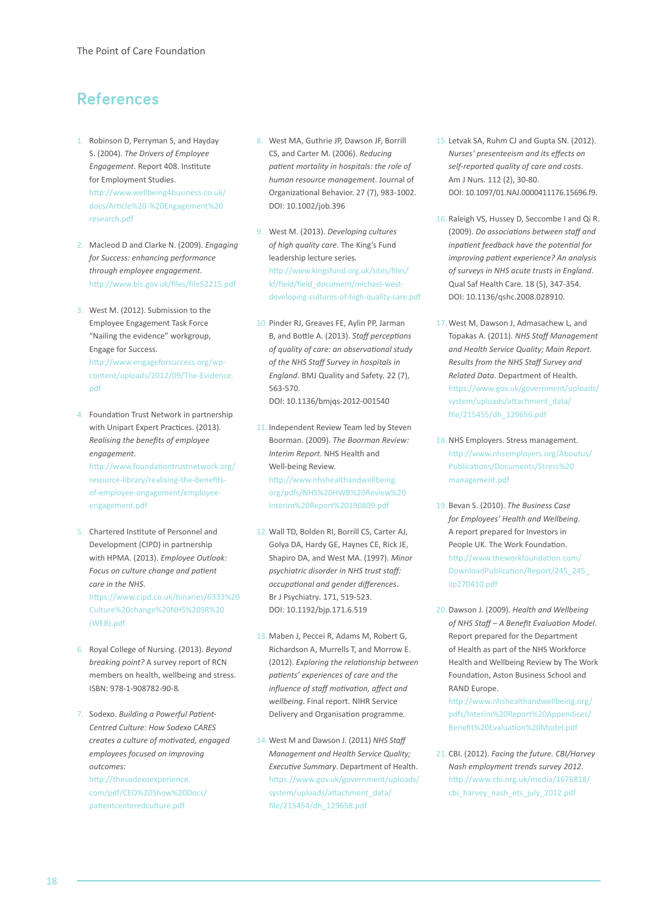# References

1. Robinson D, Perryman S, and Hayday S. (2004). *The Drivers of Employee Engagement*. Report 408. Institute for Employment Studies. http://www.wellbeing4business.co.uk/docs/Article%20-%20Engagement%20research.pdf

2. Macleod D and Clarke N. (2009). *Engaging for Success: enhancing performance through employee engagement*. http://www.bis.gov.uk/files/file52215.pdf

3. West M. (2012). Submission to the Employee Engagement Task Force "Nailing the evidence" workgroup, Engage for Success. http://www.engageforsuccess.org/wp-content/uploads/2012/09/The-Evidence.pdf

4. Foundation Trust Network in partnership with Unipart Expert Practices. (2013). *Realising the benefits of employee engagement*. http://www.foundationtrustnetwork.org/resource-library/realising-the-benefits-of-employee-engagement/employee-engagement.pdf

5. Chartered Institute of Personnel and Development (CIPD) in partnership with HPMA. (2013). *Employee Outlook: Focus on culture change and patient care in the NHS*. https://www.cipd.co.uk/binaries/6333%20Culture%20change%20NHS%20SR%20(WEB).pdf

6. Royal College of Nursing. (2013). *Beyond breaking point?* A survey report of RCN members on health, wellbeing and stress. ISBN: 978-1-908782-90-8.

7. Sodexo. *Building a Powerful Patient-Centred Culture: How Sodexo CARES creates a culture of motivated, engaged employees focused on improving outcomes:* http://thesodexoexperience.com/pdf/CEO%20Show%20Docs/patientcenteredculture.pdf

8. West MA, Guthrie JP, Dawson JF, Borrill CS, and Carter M. (2006). *Reducing patient mortality in hospitals: the role of human resource management*. Journal of Organizational Behavior. 27 (7), 983-1002. DOI: 10.1002/job.396

9. West M. (2013). *Developing cultures of high quality care*. The King's Fund leadership lecture series. http://www.kingsfund.org.uk/sites/files/kf/field/field_document/michael-west-developing-cultures-of-high-quality-care.pdf

10. Pinder RJ, Greaves FE, Aylin PP, Jarman B, and Bottle A. (2013). *Staff perceptions of quality of care: an observational study of the NHS Staff Survey in hospitals in England*. BMJ Quality and Safety. 22 (7), 563-570. DOI: 10.1136/bmjqs-2012-001540

11. Independent Review Team led by Steven Boorman. (2009). *The Boorman Review: Interim Report*. NHS Health and Well-being Review. http://www.nhshealthandwellbeing.org/pdfs/NHS%20HWB%20Review%20Interim%20Report%20190809.pdf

12. Wall TD, Bolden RI, Borrill CS, Carter AJ, Golya DA, Hardy GE, Haynes CE, Rick JE, Shapiro DA, and West MA. (1997). *Minor psychiatric disorder in NHS trust staff: occupational and gender differences*. Br J Psychiatry. 171, 519-523. DOI: 10.1192/bjp.171.6.519

13. Maben J, Peccei R, Adams M, Robert G, Richardson A, Murrells T, and Morrow E. (2012). *Exploring the relationship between patients' experiences of care and the influence of staff motivation, affect and wellbeing*. Final report. NIHR Service Delivery and Organisation programme.

14. West M and Dawson J. (2011) *NHS Staff Management and Health Service Quality; Executive Summary*. Department of Health. https://www.gov.uk/government/uploads/system/uploads/attachment_data/file/215454/dh_129658.pdf

15. Letvak SA, Ruhm CJ and Gupta SN. (2012). *Nurses' presenteeism and its effects on self-reported quality of care and costs*. Am J Nurs. 112 (2), 30-80. DOI: 10.1097/01.NAJ.0000411176.15696.f9.

16. Raleigh VS, Hussey D, Seccombe I and Qi R. (2009). *Do associations between staff and inpatient feedback have the potential for improving patient experience? An analysis of surveys in NHS acute trusts in England*. Qual Saf Health Care. 18 (5), 347-354. DOI: 10.1136/qshc.2008.028910.

17. West M, Dawson J, Admasachew L, and Topakas A. (2011). *NHS Staff Management and Health Service Quality; Main Report. Results from the NHS Staff Survey and Related Data*. Department of Health. https://www.gov.uk/government/uploads/system/uploads/attachment_data/file/215455/dh_129656.pdf

18. NHS Employers. Stress management. http://www.nhsemployers.org/Aboutus/Publications/Documents/Stress%20management.pdf

19. Bevan S. (2010). *The Business Case for Employees' Health and Wellbeing*. A report prepared for Investors in People UK. The Work Foundation. http://www.theworkfoundation.com/DownloadPublication/Report/245_245_iip270410.pdf

20. Dawson J. (2009). *Health and Wellbeing of NHS Staff – A Benefit Evaluation Model*. Report prepared for the Department of Health as part of the NHS Workforce Health and Wellbeing Review by The Work Foundation, Aston Business School and RAND Europe. http://www.nhshealthandwellbeing.org/pdfs/Interim%20Report%20Appendices/Benefit%20Evaluation%20Model.pdf

21. CBI. (2012). *Facing the future. CBI/Harvey Nash employment trends survey 2012*. http://www.cbi.org.uk/media/1676818/cbi_harvey_nash_ets_july_2012.pdf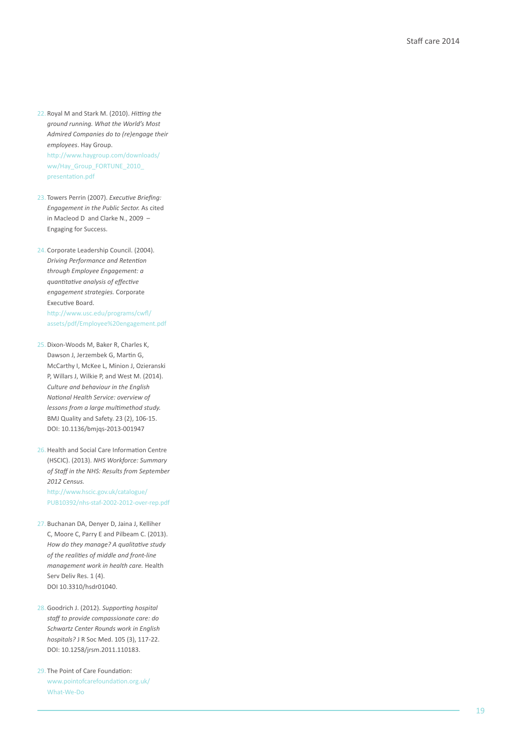22. Royal M and Stark M. (2010). *Hitting the ground running. What the World's Most Admired Companies do to (re)engage their employees*. Hay Group. http://www.haygroup.com/downloads/ww/Hay_Group_FORTUNE_2010_presentation.pdf

23. Towers Perrin (2007). *Executive Briefing: Engagement in the Public Sector.* As cited in Macleod D and Clarke N., 2009 – Engaging for Success.

24. Corporate Leadership Council. (2004). *Driving Performance and Retention through Employee Engagement: a quantitative analysis of effective engagement strategies.* Corporate Executive Board. http://www.usc.edu/programs/cwfl/assets/pdf/Employee%20engagement.pdf

25. Dixon-Woods M, Baker R, Charles K, Dawson J, Jerzembek G, Martin G, McCarthy I, McKee L, Minion J, Ozieranski P, Willars J, Wilkie P, and West M. (2014). *Culture and behaviour in the English National Health Service: overview of lessons from a large multimethod study.* BMJ Quality and Safety. 23 (2), 106-15. DOI: 10.1136/bmjqs-2013-001947

26. Health and Social Care Information Centre (HSCIC). (2013). *NHS Workforce: Summary of Staff in the NHS: Results from September 2012 Census.* http://www.hscic.gov.uk/catalogue/PUB10392/nhs-staf-2002-2012-over-rep.pdf

27. Buchanan DA, Denyer D, Jaina J, Kelliher C, Moore C, Parry E and Pilbeam C. (2013). *How do they manage? A qualitative study of the realities of middle and front-line management work in health care.* Health Serv Deliv Res. 1 (4). DOI 10.3310/hsdr01040.

28. Goodrich J. (2012). *Supporting hospital staff to provide compassionate care: do Schwartz Center Rounds work in English hospitals?* J R Soc Med. 105 (3), 117-22. DOI: 10.1258/jrsm.2011.110183.

29. The Point of Care Foundation: www.pointofcarefoundation.org.uk/What-We-Do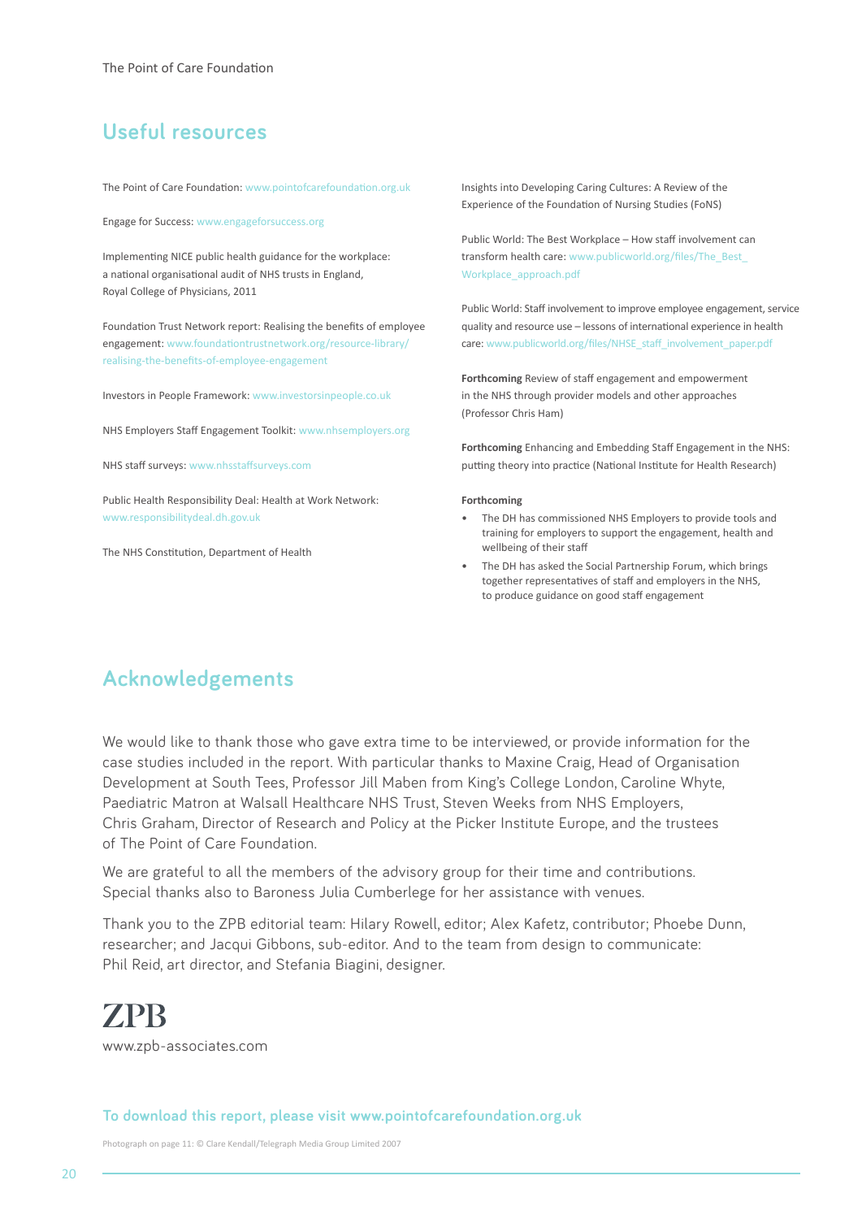## Useful resources

The Point of Care Foundation: www.pointofcarefoundation.org.uk

Engage for Success: www.engageforsuccess.org

Implementing NICE public health guidance for the workplace: a national organisational audit of NHS trusts in England, Royal College of Physicians, 2011

Foundation Trust Network report: Realising the benefits of employee engagement: www.foundationtrustnetwork.org/resource-library/realising-the-benefits-of-employee-engagement

Investors in People Framework: www.investorsinpeople.co.uk

NHS Employers Staff Engagement Toolkit: www.nhsemployers.org

NHS staff surveys: www.nhsstaffsurveys.com

Public Health Responsibility Deal: Health at Work Network: www.responsibilitydeal.dh.gov.uk

The NHS Constitution, Department of Health

Insights into Developing Caring Cultures: A Review of the Experience of the Foundation of Nursing Studies (FoNS)

Public World: The Best Workplace – How staff involvement can transform health care: www.publicworld.org/files/The_Best_Workplace_approach.pdf

Public World: Staff involvement to improve employee engagement, service quality and resource use – lessons of international experience in health care: www.publicworld.org/files/NHSE_staff_involvement_paper.pdf

**Forthcoming** Review of staff engagement and empowerment in the NHS through provider models and other approaches (Professor Chris Ham)

**Forthcoming** Enhancing and Embedding Staff Engagement in the NHS: putting theory into practice (National Institute for Health Research)

**Forthcoming**

- The DH has commissioned NHS Employers to provide tools and training for employers to support the engagement, health and wellbeing of their staff
- The DH has asked the Social Partnership Forum, which brings together representatives of staff and employers in the NHS, to produce guidance on good staff engagement

## Acknowledgements

We would like to thank those who gave extra time to be interviewed, or provide information for the case studies included in the report. With particular thanks to Maxine Craig, Head of Organisation Development at South Tees, Professor Jill Maben from King's College London, Caroline Whyte, Paediatric Matron at Walsall Healthcare NHS Trust, Steven Weeks from NHS Employers, Chris Graham, Director of Research and Policy at the Picker Institute Europe, and the trustees of The Point of Care Foundation.

We are grateful to all the members of the advisory group for their time and contributions. Special thanks also to Baroness Julia Cumberlege for her assistance with venues.

Thank you to the ZPB editorial team: Hilary Rowell, editor; Alex Kafetz, contributor; Phoebe Dunn, researcher; and Jacqui Gibbons, sub-editor. And to the team from design to communicate: Phil Reid, art director, and Stefania Biagini, designer.

ZPB

www.zpb-associates.com

To download this report, please visit www.pointofcarefoundation.org.uk

Photograph on page 11: © Clare Kendall/Telegraph Media Group Limited 2007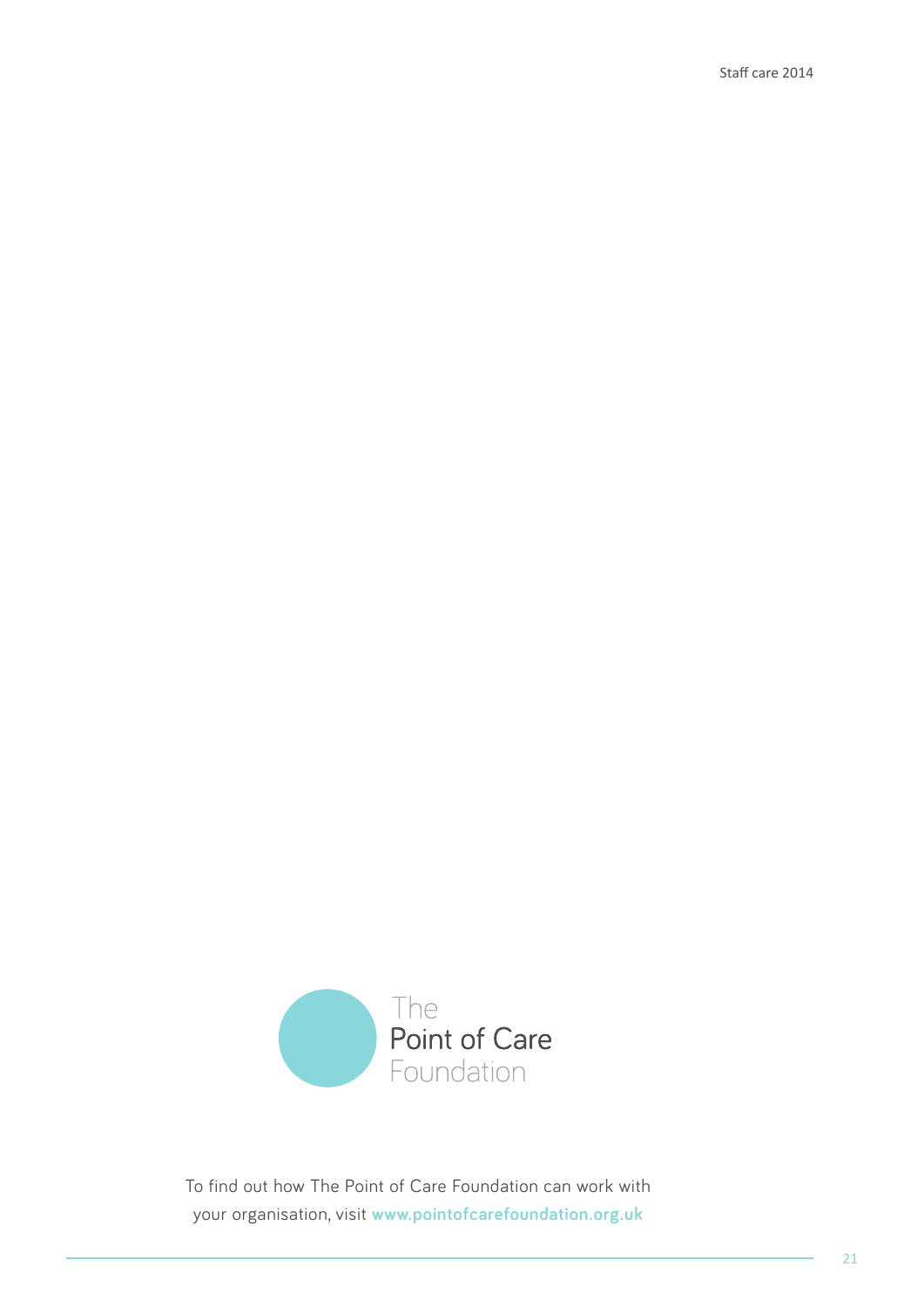The
Point of Care
Foundation

To find out how The Point of Care Foundation can work with your organisation, visit **www.pointofcarefoundation.org.uk**